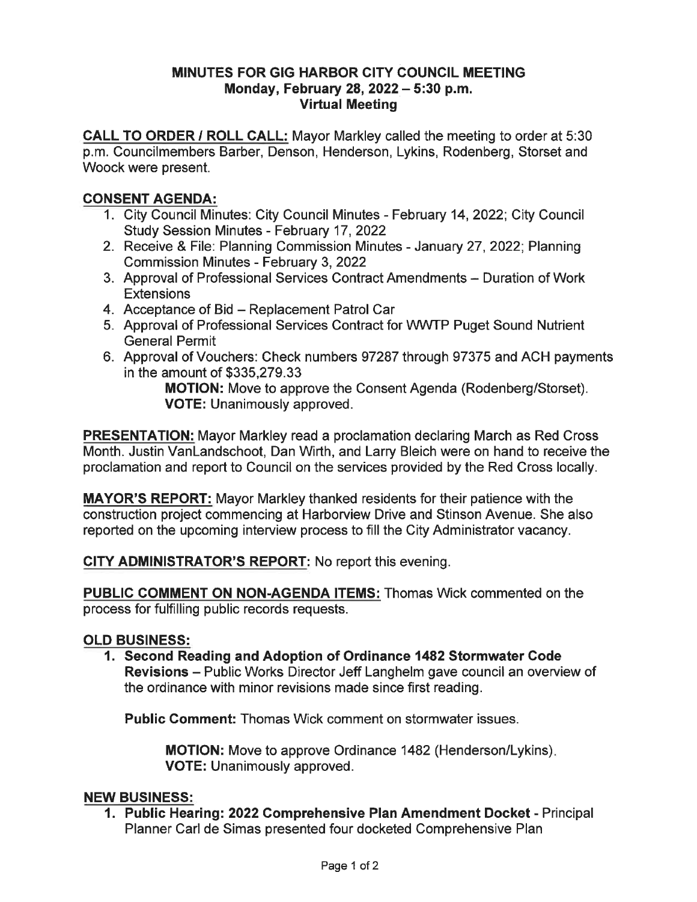# MINUTES FOR GIG HARBOR CITY COUNCIL MEETING
## Monday, February 28, 2022 – 5:30 p.m.
## Virtual Meeting

**CALL TO ORDER / ROLL CALL:** Mayor Markley called the meeting to order at 5:30 p.m. Councilmembers Barber, Denson, Henderson, Lykins, Rodenberg, Storset and Woock were present.

**CONSENT AGENDA:**

1. City Council Minutes: City Council Minutes - February 14, 2022; City Council Study Session Minutes - February 17, 2022
2. Receive & File: Planning Commission Minutes - January 27, 2022; Planning Commission Minutes - February 3, 2022
3. Approval of Professional Services Contract Amendments – Duration of Work Extensions
4. Acceptance of Bid – Replacement Patrol Car
5. Approval of Professional Services Contract for WWTP Puget Sound Nutrient General Permit
6. Approval of Vouchers: Check numbers 97287 through 97375 and ACH payments in the amount of $335,279.33

    **MOTION:** Move to approve the Consent Agenda (Rodenberg/Storset).
    **VOTE:** Unanimously approved.

**PRESENTATION:** Mayor Markley read a proclamation declaring March as Red Cross Month. Justin VanLandschoot, Dan Wirth, and Larry Bleich were on hand to receive the proclamation and report to Council on the services provided by the Red Cross locally.

**MAYOR'S REPORT:** Mayor Markley thanked residents for their patience with the construction project commencing at Harborview Drive and Stinson Avenue. She also reported on the upcoming interview process to fill the City Administrator vacancy.

**CITY ADMINISTRATOR'S REPORT:** No report this evening.

**PUBLIC COMMENT ON NON-AGENDA ITEMS:** Thomas Wick commented on the process for fulfilling public records requests.

**OLD BUSINESS:**

1. **Second Reading and Adoption of Ordinance 1482 Stormwater Code Revisions** – Public Works Director Jeff Langhelm gave council an overview of the ordinance with minor revisions made since first reading.

    **Public Comment:** Thomas Wick comment on stormwater issues.

    **MOTION:** Move to approve Ordinance 1482 (Henderson/Lykins).
    **VOTE:** Unanimously approved.

**NEW BUSINESS:**

1. **Public Hearing: 2022 Comprehensive Plan Amendment Docket** - Principal Planner Carl de Simas presented four docketed Comprehensive Plan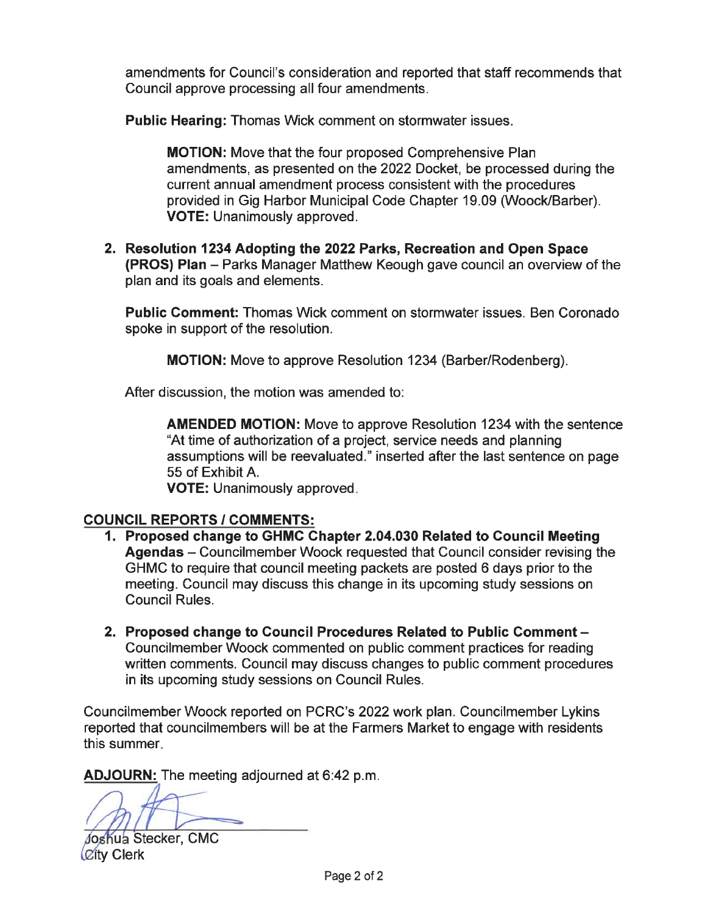amendments for Council's consideration and reported that staff recommends that Council approve processing all four amendments.

**Public Hearing:** Thomas Wick comment on stormwater issues.

> **MOTION:** Move that the four proposed Comprehensive Plan amendments, as presented on the 2022 Docket, be processed during the current annual amendment process consistent with the procedures provided in Gig Harbor Municipal Code Chapter 19.09 (Woock/Barber).
> **VOTE:** Unanimously approved.

2. **Resolution 1234 Adopting the 2022 Parks, Recreation and Open Space (PROS) Plan** – Parks Manager Matthew Keough gave council an overview of the plan and its goals and elements.

   **Public Comment:** Thomas Wick comment on stormwater issues. Ben Coronado spoke in support of the resolution.

   > **MOTION:** Move to approve Resolution 1234 (Barber/Rodenberg).

   After discussion, the motion was amended to:

   > **AMENDED MOTION:** Move to approve Resolution 1234 with the sentence "At time of authorization of a project, service needs and planning assumptions will be reevaluated." inserted after the last sentence on page 55 of Exhibit A.
   > **VOTE:** Unanimously approved.

## COUNCIL REPORTS / COMMENTS:

1. **Proposed change to GHMC Chapter 2.04.030 Related to Council Meeting Agendas** – Councilmember Woock requested that Council consider revising the GHMC to require that council meeting packets are posted 6 days prior to the meeting. Council may discuss this change in its upcoming study sessions on Council Rules.

2. **Proposed change to Council Procedures Related to Public Comment** – Councilmember Woock commented on public comment practices for reading written comments. Council may discuss changes to public comment procedures in its upcoming study sessions on Council Rules.

Councilmember Woock reported on PCRC's 2022 work plan. Councilmember Lykins reported that councilmembers will be at the Farmers Market to engage with residents this summer.

**ADJOURN:** The meeting adjourned at 6:42 p.m.

Joshua Stecker, CMC
City Clerk